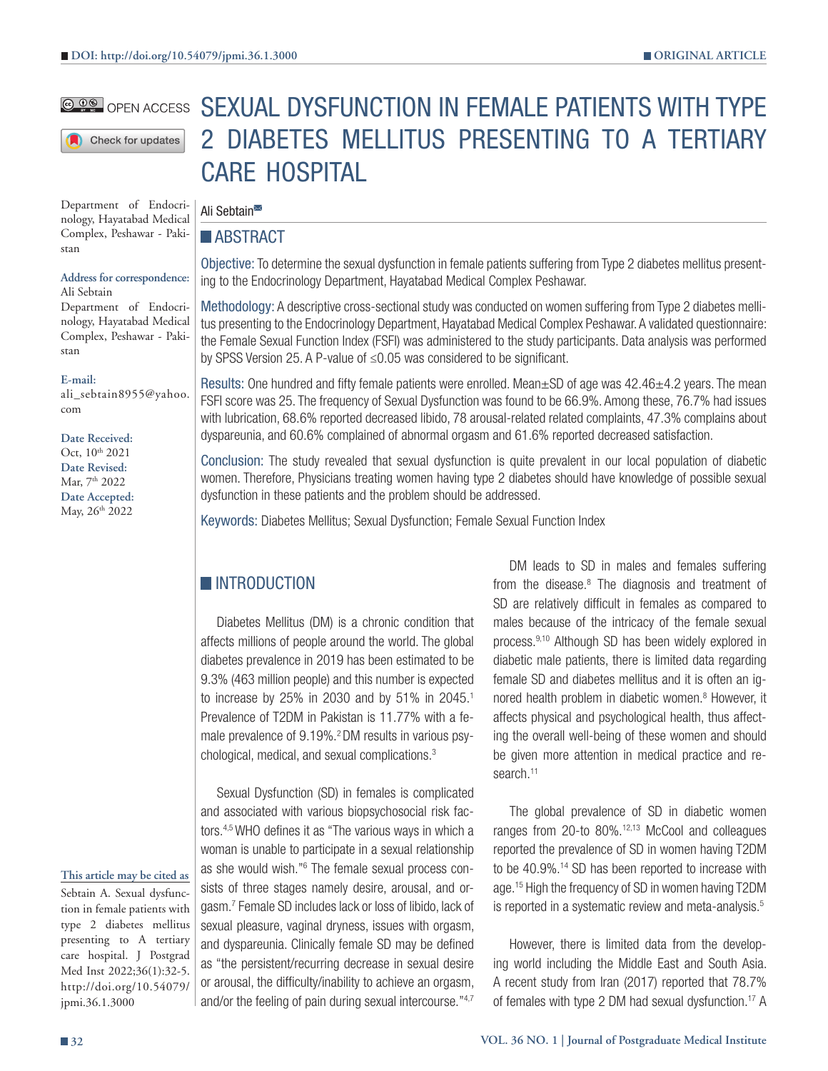DOI: http://doi.org/10.54079/jpmi.36.1.3000

ORIGINAL ARTICLE

OPEN ACCESS

# SEXUAL DYSFUNCTION IN FEMALE PATIENTS WITH TYPE 2 DIABETES MELLITUS PRESENTING TO A TERTIARY CARE HOSPITAL

Ali Sebtain

Department of Endocrinology, Hayatabad Medical Complex, Peshawar - Pakistan

**Address for correspondence:**
Ali Sebtain
Department of Endocrinology, Hayatabad Medical Complex, Peshawar - Pakistan

**E-mail:**
ali_sebtain8955@yahoo.com

**Date Received:**
Oct, 10th 2021
**Date Revised:**
Mar, 7th 2022
**Date Accepted:**
May, 26th 2022

**This article may be cited as**
Sebtain A. Sexual dysfunction in female patients with type 2 diabetes mellitus presenting to A tertiary care hospital. J Postgrad Med Inst 2022;36(1):32-5. http://doi.org/10.54079/jpmi.36.1.3000

## ABSTRACT

**Objective:** To determine the sexual dysfunction in female patients suffering from Type 2 diabetes mellitus presenting to the Endocrinology Department, Hayatabad Medical Complex Peshawar.

**Methodology:** A descriptive cross-sectional study was conducted on women suffering from Type 2 diabetes mellitus presenting to the Endocrinology Department, Hayatabad Medical Complex Peshawar. A validated questionnaire: the Female Sexual Function Index (FSFI) was administered to the study participants. Data analysis was performed by SPSS Version 25. A P-value of ≤0.05 was considered to be significant.

**Results:** One hundred and fifty female patients were enrolled. Mean±SD of age was 42.46±4.2 years. The mean FSFI score was 25. The frequency of Sexual Dysfunction was found to be 66.9%. Among these, 76.7% had issues with lubrication, 68.6% reported decreased libido, 78 arousal-related related complaints, 47.3% complains about dyspareunia, and 60.6% complained of abnormal orgasm and 61.6% reported decreased satisfaction.

**Conclusion:** The study revealed that sexual dysfunction is quite prevalent in our local population of diabetic women. Therefore, Physicians treating women having type 2 diabetes should have knowledge of possible sexual dysfunction in these patients and the problem should be addressed.

**Keywords:** Diabetes Mellitus; Sexual Dysfunction; Female Sexual Function Index

## INTRODUCTION

Diabetes Mellitus (DM) is a chronic condition that affects millions of people around the world. The global diabetes prevalence in 2019 has been estimated to be 9.3% (463 million people) and this number is expected to increase by 25% in 2030 and by 51% in 2045.[1] Prevalence of T2DM in Pakistan is 11.77% with a female prevalence of 9.19%.[2] DM results in various psychological, medical, and sexual complications.[3]

Sexual Dysfunction (SD) in females is complicated and associated with various biopsychosocial risk factors.[4,5] WHO defines it as "The various ways in which a woman is unable to participate in a sexual relationship as she would wish."[6] The female sexual process consists of three stages namely desire, arousal, and orgasm.[7] Female SD includes lack or loss of libido, lack of sexual pleasure, vaginal dryness, issues with orgasm, and dyspareunia. Clinically female SD may be defined as "the persistent/recurring decrease in sexual desire or arousal, the difficulty/inability to achieve an orgasm, and/or the feeling of pain during sexual intercourse."[4,7]

DM leads to SD in males and females suffering from the disease.[8] The diagnosis and treatment of SD are relatively difficult in females as compared to males because of the intricacy of the female sexual process.[9,10] Although SD has been widely explored in diabetic male patients, there is limited data regarding female SD and diabetes mellitus and it is often an ignored health problem in diabetic women.[8] However, it affects physical and psychological health, thus affecting the overall well-being of these women and should be given more attention in medical practice and research.[11]

The global prevalence of SD in diabetic women ranges from 20-to 80%.[12,13] McCool and colleagues reported the prevalence of SD in women having T2DM to be 40.9%.[14] SD has been reported to increase with age.[15] High the frequency of SD in women having T2DM is reported in a systematic review and meta-analysis.[5]

However, there is limited data from the developing world including the Middle East and South Asia. A recent study from Iran (2017) reported that 78.7% of females with type 2 DM had sexual dysfunction.[17] A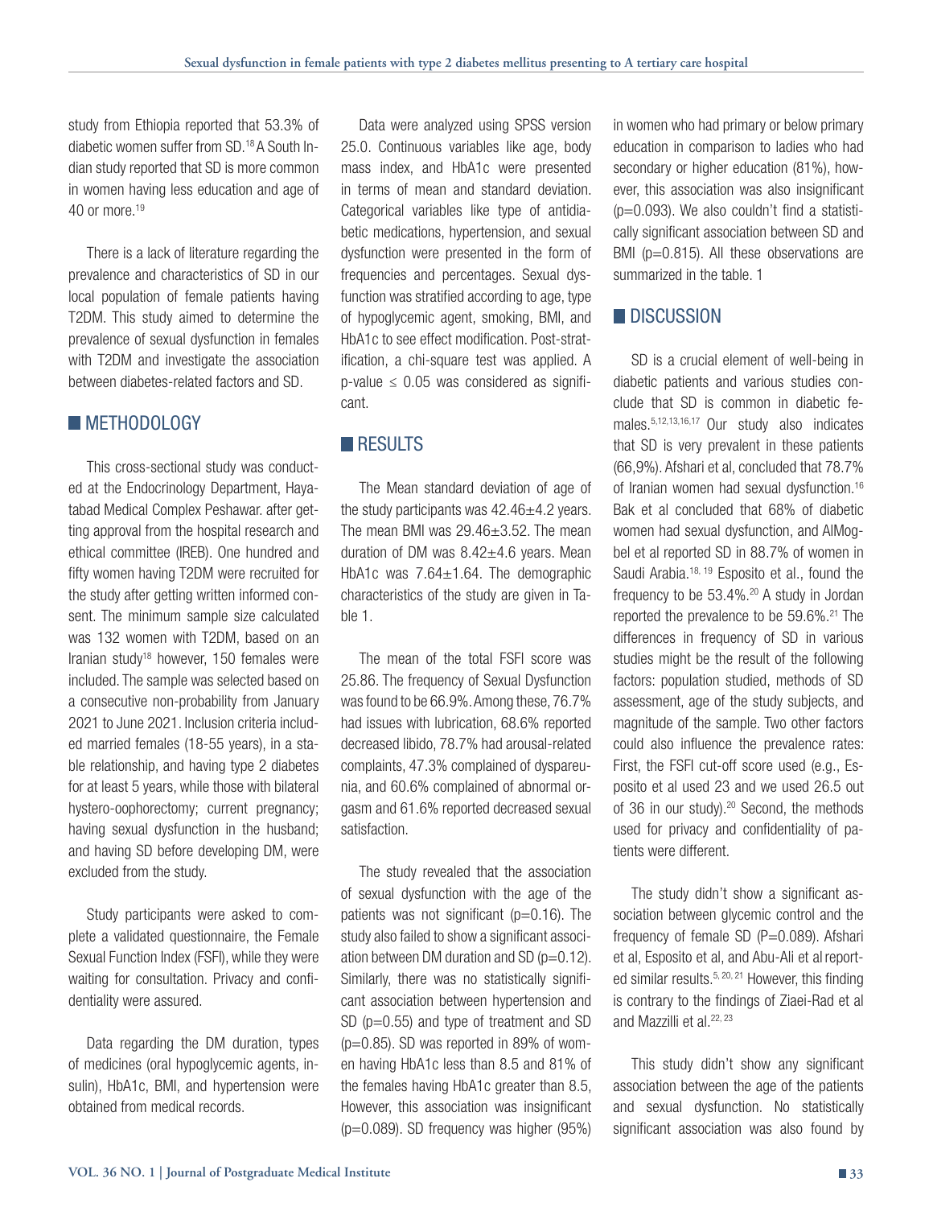study from Ethiopia reported that 53.3% of diabetic women suffer from SD.[18] A South Indian study reported that SD is more common in women having less education and age of 40 or more.[19]

There is a lack of literature regarding the prevalence and characteristics of SD in our local population of female patients having T2DM. This study aimed to determine the prevalence of sexual dysfunction in females with T2DM and investigate the association between diabetes-related factors and SD.

## METHODOLOGY

This cross-sectional study was conducted at the Endocrinology Department, Hayatabad Medical Complex Peshawar. after getting approval from the hospital research and ethical committee (IREB). One hundred and fifty women having T2DM were recruited for the study after getting written informed consent. The minimum sample size calculated was 132 women with T2DM, based on an Iranian study[18] however, 150 females were included. The sample was selected based on a consecutive non-probability from January 2021 to June 2021. Inclusion criteria included married females (18-55 years), in a stable relationship, and having type 2 diabetes for at least 5 years, while those with bilateral hystero-oophorectomy; current pregnancy; having sexual dysfunction in the husband; and having SD before developing DM, were excluded from the study.

Study participants were asked to complete a validated questionnaire, the Female Sexual Function Index (FSFI), while they were waiting for consultation. Privacy and confidentiality were assured.

Data regarding the DM duration, types of medicines (oral hypoglycemic agents, insulin), HbA1c, BMI, and hypertension were obtained from medical records.

Data were analyzed using SPSS version 25.0. Continuous variables like age, body mass index, and HbA1c were presented in terms of mean and standard deviation. Categorical variables like type of antidiabetic medications, hypertension, and sexual dysfunction were presented in the form of frequencies and percentages. Sexual dysfunction was stratified according to age, type of hypoglycemic agent, smoking, BMI, and HbA1c to see effect modification. Post-stratification, a chi-square test was applied. A p-value $\leq$ 0.05 was considered as significant.

## RESULTS

The Mean standard deviation of age of the study participants was 42.46±4.2 years. The mean BMI was 29.46±3.52. The mean duration of DM was 8.42±4.6 years. Mean HbA1c was 7.64±1.64. The demographic characteristics of the study are given in Table 1.

The mean of the total FSFI score was 25.86. The frequency of Sexual Dysfunction was found to be 66.9%. Among these, 76.7% had issues with lubrication, 68.6% reported decreased libido, 78.7% had arousal-related complaints, 47.3% complained of dyspareunia, and 60.6% complained of abnormal orgasm and 61.6% reported decreased sexual satisfaction.

The study revealed that the association of sexual dysfunction with the age of the patients was not significant (p=0.16). The study also failed to show a significant association between DM duration and SD (p=0.12). Similarly, there was no statistically significant association between hypertension and SD (p=0.55) and type of treatment and SD (p=0.85). SD was reported in 89% of women having HbA1c less than 8.5 and 81% of the females having HbA1c greater than 8.5, However, this association was insignificant (p=0.089). SD frequency was higher (95%) in women who had primary or below primary education in comparison to ladies who had secondary or higher education (81%), however, this association was also insignificant (p=0.093). We also couldn't find a statistically significant association between SD and BMI (p=0.815). All these observations are summarized in the table. 1

## DISCUSSION

SD is a crucial element of well-being in diabetic patients and various studies conclude that SD is common in diabetic females.[5,12,13,16,17] Our study also indicates that SD is very prevalent in these patients (66,9%). Afshari et al, concluded that 78.7% of Iranian women had sexual dysfunction.[16] Bak et al concluded that 68% of diabetic women had sexual dysfunction, and AlMogbel et al reported SD in 88.7% of women in Saudi Arabia.[18, 19] Esposito et al., found the frequency to be 53.4%.[20] A study in Jordan reported the prevalence to be 59.6%.[21] The differences in frequency of SD in various studies might be the result of the following factors: population studied, methods of SD assessment, age of the study subjects, and magnitude of the sample. Two other factors could also influence the prevalence rates: First, the FSFI cut-off score used (e.g., Esposito et al used 23 and we used 26.5 out of 36 in our study).[20] Second, the methods used for privacy and confidentiality of patients were different.

The study didn't show a significant association between glycemic control and the frequency of female SD (P=0.089). Afshari et al, Esposito et al, and Abu-Ali et al reported similar results.[5, 20, 21] However, this finding is contrary to the findings of Ziaei-Rad et al and Mazzilli et al.[22, 23]

This study didn't show any significant association between the age of the patients and sexual dysfunction. No statistically significant association was also found by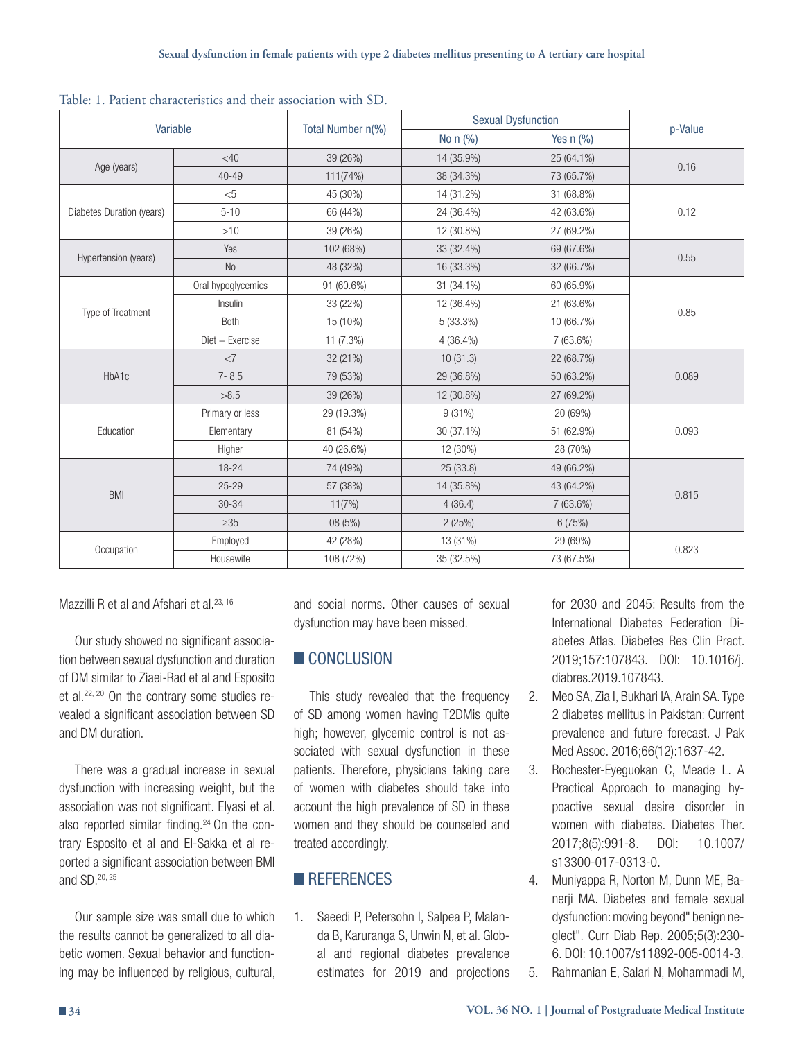Table: 1. Patient characteristics and their association with SD.

| Variable | | Total Number n(%) | Sexual Dysfunction | | p-Value |
|---|---|---|---|---|---|
| | | | No n (%) | Yes n (%) | |
| Age (years) | <40 | 39 (26%) | 14 (35.9%) | 25 (64.1%) | 0.16 |
| | 40-49 | 111(74%) | 38 (34.3%) | 73 (65.7%) | |
| Diabetes Duration (years) | <5 | 45 (30%) | 14 (31.2%) | 31 (68.8%) | 0.12 |
| | 5-10 | 66 (44%) | 24 (36.4%) | 42 (63.6%) | |
| | >10 | 39 (26%) | 12 (30.8%) | 27 (69.2%) | |
| Hypertension (years) | Yes | 102 (68%) | 33 (32.4%) | 69 (67.6%) | 0.55 |
| | No | 48 (32%) | 16 (33.3%) | 32 (66.7%) | |
| Type of Treatment | Oral hypoglycemics | 91 (60.6%) | 31 (34.1%) | 60 (65.9%) | 0.85 |
| | Insulin | 33 (22%) | 12 (36.4%) | 21 (63.6%) | |
| | Both | 15 (10%) | 5 (33.3%) | 10 (66.7%) | |
| | Diet + Exercise | 11 (7.3%) | 4 (36.4%) | 7 (63.6%) | |
| HbA1c | <7 | 32 (21%) | 10 (31.3) | 22 (68.7%) | 0.089 |
| | 7- 8.5 | 79 (53%) | 29 (36.8%) | 50 (63.2%) | |
| | >8.5 | 39 (26%) | 12 (30.8%) | 27 (69.2%) | |
| Education | Primary or less | 29 (19.3%) | 9 (31%) | 20 (69%) | 0.093 |
| | Elementary | 81 (54%) | 30 (37.1%) | 51 (62.9%) | |
| | Higher | 40 (26.6%) | 12 (30%) | 28 (70%) | |
| BMI | 18-24 | 74 (49%) | 25 (33.8) | 49 (66.2%) | 0.815 |
| | 25-29 | 57 (38%) | 14 (35.8%) | 43 (64.2%) | |
| | 30-34 | 11(7%) | 4 (36.4) | 7 (63.6%) | |
| | ≥35 | 08 (5%) | 2 (25%) | 6 (75%) | |
| Occupation | Employed | 42 (28%) | 13 (31%) | 29 (69%) | 0.823 |
| | Housewife | 108 (72%) | 35 (32.5%) | 73 (67.5%) | |

Mazzilli R et al and Afshari et al.[23, 16]

Our study showed no significant association between sexual dysfunction and duration of DM similar to Ziaei-Rad et al and Esposito et al.[22, 20] On the contrary some studies revealed a significant association between SD and DM duration.

There was a gradual increase in sexual dysfunction with increasing weight, but the association was not significant. Elyasi et al. also reported similar finding.[24] On the contrary Esposito et al and El-Sakka et al reported a significant association between BMI and SD.[20, 25]

Our sample size was small due to which the results cannot be generalized to all diabetic women. Sexual behavior and functioning may be influenced by religious, cultural, and social norms. Other causes of sexual dysfunction may have been missed.

## CONCLUSION

This study revealed that the frequency of SD among women having T2DMis quite high; however, glycemic control is not associated with sexual dysfunction in these patients. Therefore, physicians taking care of women with diabetes should take into account the high prevalence of SD in these women and they should be counseled and treated accordingly.

## REFERENCES

1. Saeedi P, Petersohn I, Salpea P, Malanda B, Karuranga S, Unwin N, et al. Global and regional diabetes prevalence estimates for 2019 and projections for 2030 and 2045: Results from the International Diabetes Federation Diabetes Atlas. Diabetes Res Clin Pract. 2019;157:107843. DOI: 10.1016/j.diabres.2019.107843.
2. Meo SA, Zia I, Bukhari IA, Arain SA. Type 2 diabetes mellitus in Pakistan: Current prevalence and future forecast. J Pak Med Assoc. 2016;66(12):1637-42.
3. Rochester-Eyeguokan C, Meade L. A Practical Approach to managing hypoactive sexual desire disorder in women with diabetes. Diabetes Ther. 2017;8(5):991-8. DOI: 10.1007/s13300-017-0313-0.
4. Muniyappa R, Norton M, Dunn ME, Banerji MA. Diabetes and female sexual dysfunction: moving beyond" benign neglect". Curr Diab Rep. 2005;5(3):230-6. DOI: 10.1007/s11892-005-0014-3.
5. Rahmanian E, Salari N, Mohammadi M,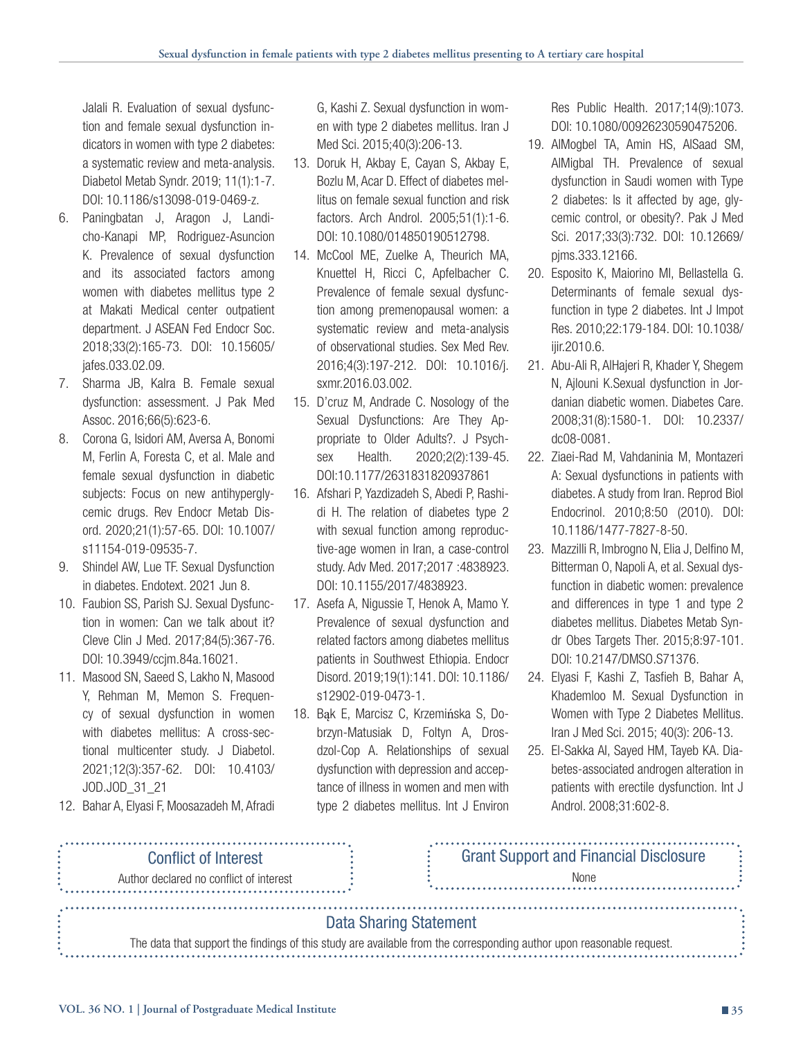Jalali R. Evaluation of sexual dysfunction and female sexual dysfunction indicators in women with type 2 diabetes: a systematic review and meta-analysis. Diabetol Metab Syndr. 2019; 11(1):1-7. DOI: 10.1186/s13098-019-0469-z.

6. Paningbatan J, Aragon J, Landicho-Kanapi MP, Rodriguez-Asuncion K. Prevalence of sexual dysfunction and its associated factors among women with diabetes mellitus type 2 at Makati Medical center outpatient department. J ASEAN Fed Endocr Soc. 2018;33(2):165-73. DOI: 10.15605/jafes.033.02.09.
7. Sharma JB, Kalra B. Female sexual dysfunction: assessment. J Pak Med Assoc. 2016;66(5):623-6.
8. Corona G, Isidori AM, Aversa A, Bonomi M, Ferlin A, Foresta C, et al. Male and female sexual dysfunction in diabetic subjects: Focus on new antihyperglycemic drugs. Rev Endocr Metab Disord. 2020;21(1):57-65. DOI: 10.1007/s11154-019-09535-7.
9. Shindel AW, Lue TF. Sexual Dysfunction in diabetes. Endotext. 2021 Jun 8.
10. Faubion SS, Parish SJ. Sexual Dysfunction in women: Can we talk about it? Cleve Clin J Med. 2017;84(5):367-76. DOI: 10.3949/ccjm.84a.16021.
11. Masood SN, Saeed S, Lakho N, Masood Y, Rehman M, Memon S. Frequency of sexual dysfunction in women with diabetes mellitus: A cross-sectional multicenter study. J Diabetol. 2021;12(3):357-62. DOI: 10.4103/JOD.JOD_31_21
12. Bahar A, Elyasi F, Moosazadeh M, Afradi G, Kashi Z. Sexual dysfunction in women with type 2 diabetes mellitus. Iran J Med Sci. 2015;40(3):206-13.
13. Doruk H, Akbay E, Cayan S, Akbay E, Bozlu M, Acar D. Effect of diabetes mellitus on female sexual function and risk factors. Arch Androl. 2005;51(1):1-6. DOI: 10.1080/014850190512798.
14. McCool ME, Zuelke A, Theurich MA, Knuettel H, Ricci C, Apfelbacher C. Prevalence of female sexual dysfunction among premenopausal women: a systematic review and meta-analysis of observational studies. Sex Med Rev. 2016;4(3):197-212. DOI: 10.1016/j.sxmr.2016.03.002.
15. D'cruz M, Andrade C. Nosology of the Sexual Dysfunctions: Are They Appropriate to Older Adults?. J Psychsex Health. 2020;2(2):139-45. DOI:10.1177/2631831820937861
16. Afshari P, Yazdizadeh S, Abedi P, Rashidi H. The relation of diabetes type 2 with sexual function among reproductive-age women in Iran, a case-control study. Adv Med. 2017;2017 :4838923. DOI: 10.1155/2017/4838923.
17. Asefa A, Nigussie T, Henok A, Mamo Y. Prevalence of sexual dysfunction and related factors among diabetes mellitus patients in Southwest Ethiopia. Endocr Disord. 2019;19(1):141. DOI: 10.1186/s12902-019-0473-1.
18. Bąk E, Marcisz C, Krzemińska S, Dobrzyn-Matusiak D, Foltyn A, Drosdzol-Cop A. Relationships of sexual dysfunction with depression and acceptance of illness in women and men with type 2 diabetes mellitus. Int J Environ Res Public Health. 2017;14(9):1073. DOI: 10.1080/00926230590475206.
19. AlMogbel TA, Amin HS, AlSaad SM, AlMigbal TH. Prevalence of sexual dysfunction in Saudi women with Type 2 diabetes: Is it affected by age, glycemic control, or obesity?. Pak J Med Sci. 2017;33(3):732. DOI: 10.12669/pjms.333.12166.
20. Esposito K, Maiorino MI, Bellastella G. Determinants of female sexual dysfunction in type 2 diabetes. Int J Impot Res. 2010;22:179-184. DOI: 10.1038/ijir.2010.6.
21. Abu-Ali R, AlHajeri R, Khader Y, Shegem N, Ajlouni K.Sexual dysfunction in Jordanian diabetic women. Diabetes Care. 2008;31(8):1580-1. DOI: 10.2337/dc08-0081.
22. Ziaei-Rad M, Vahdaninia M, Montazeri A: Sexual dysfunctions in patients with diabetes. A study from Iran. Reprod Biol Endocrinol. 2010;8:50 (2010). DOI: 10.1186/1477-7827-8-50.
23. Mazzilli R, Imbrogno N, Elia J, Delfino M, Bitterman O, Napoli A, et al. Sexual dysfunction in diabetic women: prevalence and differences in type 1 and type 2 diabetes mellitus. Diabetes Metab Syndr Obes Targets Ther. 2015;8:97-101. DOI: 10.2147/DMSO.S71376.
24. Elyasi F, Kashi Z, Tasfieh B, Bahar A, Khademloo M. Sexual Dysfunction in Women with Type 2 Diabetes Mellitus. Iran J Med Sci. 2015; 40(3): 206-13.
25. El-Sakka AI, Sayed HM, Tayeb KA. Diabetes-associated androgen alteration in patients with erectile dysfunction. Int J Androl. 2008;31:602-8.

## Conflict of Interest

Author declared no conflict of interest

## Grant Support and Financial Disclosure

None

## Data Sharing Statement

The data that support the findings of this study are available from the corresponding author upon reasonable request.